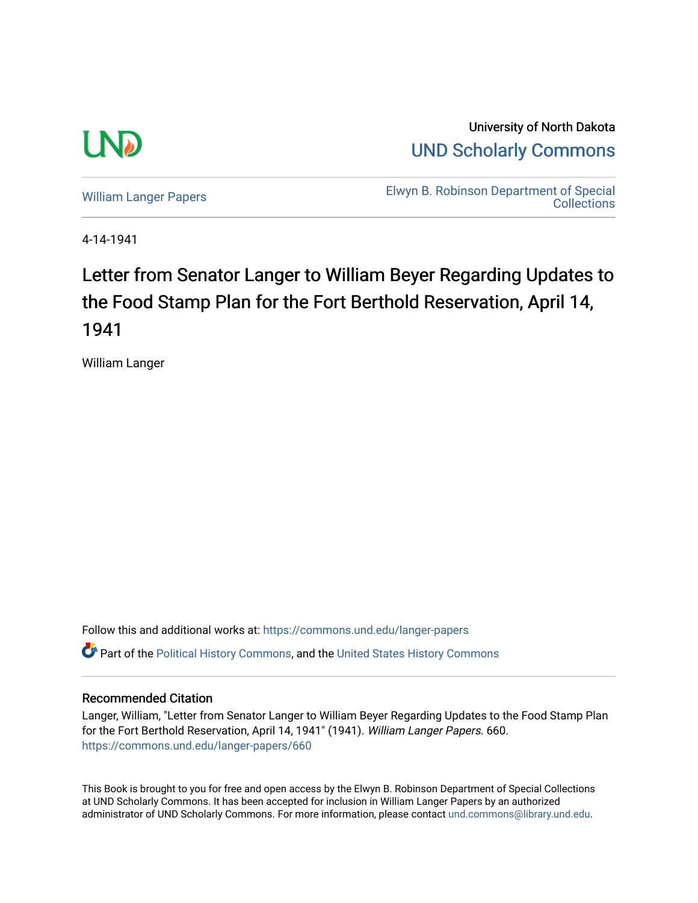University of North Dakota

UND Scholarly Commons

William Langer Papers

Elwyn B. Robinson Department of Special Collections

4-14-1941

# Letter from Senator Langer to William Beyer Regarding Updates to the Food Stamp Plan for the Fort Berthold Reservation, April 14, 1941

William Langer

Follow this and additional works at: https://commons.und.edu/langer-papers

Part of the Political History Commons, and the United States History Commons

## Recommended Citation

Langer, William, "Letter from Senator Langer to William Beyer Regarding Updates to the Food Stamp Plan for the Fort Berthold Reservation, April 14, 1941" (1941). *William Langer Papers*. 660.
https://commons.und.edu/langer-papers/660

This Book is brought to you for free and open access by the Elwyn B. Robinson Department of Special Collections at UND Scholarly Commons. It has been accepted for inclusion in William Langer Papers by an authorized administrator of UND Scholarly Commons. For more information, please contact und.commons@library.und.edu.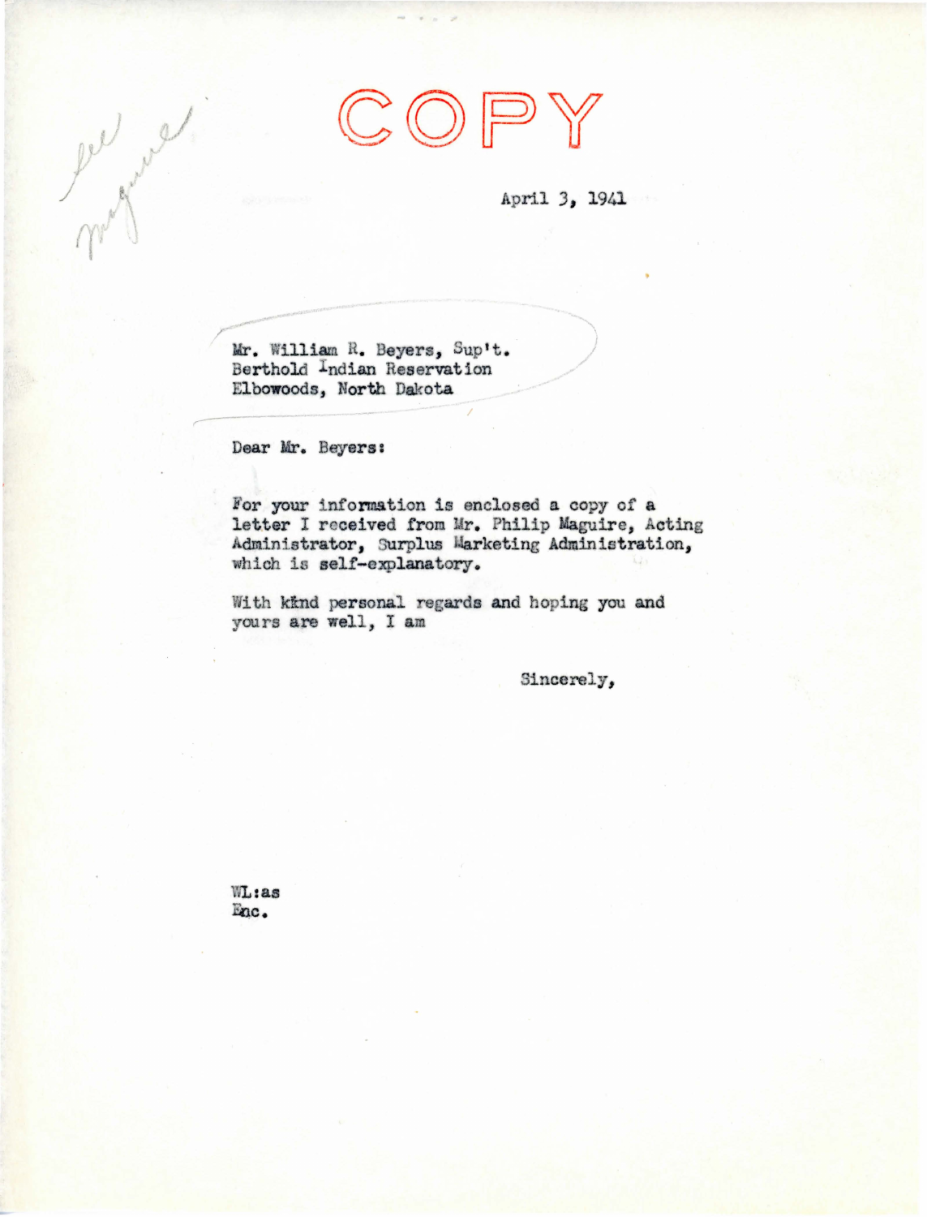file Maguire

COPY

April 3, 1941

Mr. William R. Beyers, Sup't.
Berthold Indian Reservation
Elbowoods, North Dakota

Dear Mr. Beyers:

For your information is enclosed a copy of a letter I received from Mr. Philip Maguire, Acting Administrator, Surplus Marketing Administration, which is self-explanatory.

With kind personal regards and hoping you and yours are well, I am

Sincerely,

WL:as
Enc.